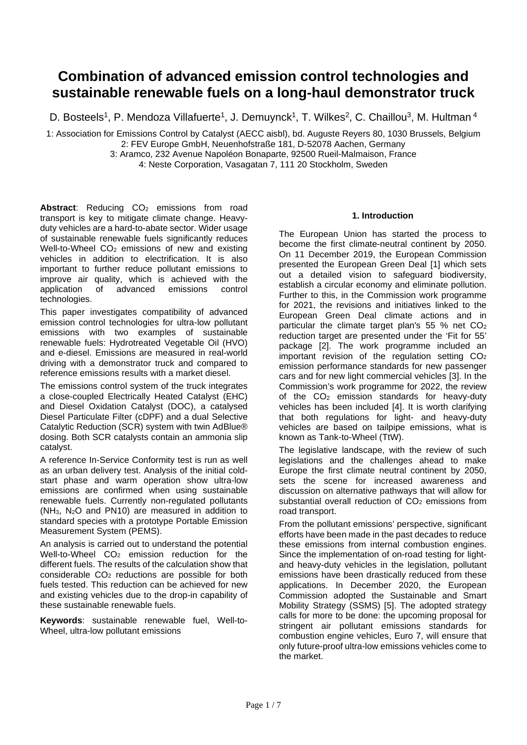# Combination of advanced emission control technologies and sustainable renewable fuels on a long-haul demonstrator truck

D. Bosteels[1], P. Mendoza Villafuerte[1], J. Demuynck[1], T. Wilkes[2], C. Chaillou[3], M. Hultman[4]

1: Association for Emissions Control by Catalyst (AECC aisbl), bd. Auguste Reyers 80, 1030 Brussels, Belgium
2: FEV Europe GmbH, Neuenhofstraße 181, D-52078 Aachen, Germany
3: Aramco, 232 Avenue Napoléon Bonaparte, 92500 Rueil-Malmaison, France
4: Neste Corporation, Vasagatan 7, 111 20 Stockholm, Sweden

**Abstract**: Reducing $CO_2$ emissions from road transport is key to mitigate climate change. Heavy-duty vehicles are a hard-to-abate sector. Wider usage of sustainable renewable fuels significantly reduces Well-to-Wheel $CO_2$ emissions of new and existing vehicles in addition to electrification. It is also important to further reduce pollutant emissions to improve air quality, which is achieved with the application of advanced emissions control technologies.

This paper investigates compatibility of advanced emission control technologies for ultra-low pollutant emissions with two examples of sustainable renewable fuels: Hydrotreated Vegetable Oil (HVO) and e-diesel. Emissions are measured in real-world driving with a demonstrator truck and compared to reference emissions results with a market diesel.

The emissions control system of the truck integrates a close-coupled Electrically Heated Catalyst (EHC) and Diesel Oxidation Catalyst (DOC), a catalysed Diesel Particulate Filter (cDPF) and a dual Selective Catalytic Reduction (SCR) system with twin AdBlue® dosing. Both SCR catalysts contain an ammonia slip catalyst.

A reference In-Service Conformity test is run as well as an urban delivery test. Analysis of the initial cold-start phase and warm operation show ultra-low emissions are confirmed when using sustainable renewable fuels. Currently non-regulated pollutants ($NH_3$, $N_2O$ and PN10) are measured in addition to standard species with a prototype Portable Emission Measurement System (PEMS).

An analysis is carried out to understand the potential Well-to-Wheel $CO_2$ emission reduction for the different fuels. The results of the calculation show that considerable $CO_2$ reductions are possible for both fuels tested. This reduction can be achieved for new and existing vehicles due to the drop-in capability of these sustainable renewable fuels.

**Keywords**: sustainable renewable fuel, Well-to-Wheel, ultra-low pollutant emissions

## 1. Introduction

The European Union has started the process to become the first climate-neutral continent by 2050. On 11 December 2019, the European Commission presented the European Green Deal [1] which sets out a detailed vision to safeguard biodiversity, establish a circular economy and eliminate pollution. Further to this, in the Commission work programme for 2021, the revisions and initiatives linked to the European Green Deal climate actions and in particular the climate target plan's 55 % net $CO_2$ reduction target are presented under the 'Fit for 55' package [2]. The work programme included an important revision of the regulation setting $CO_2$ emission performance standards for new passenger cars and for new light commercial vehicles [3]. In the Commission's work programme for 2022, the review of the $CO_2$ emission standards for heavy-duty vehicles has been included [4]. It is worth clarifying that both regulations for light- and heavy-duty vehicles are based on tailpipe emissions, what is known as Tank-to-Wheel (TtW).

The legislative landscape, with the review of such legislations and the challenges ahead to make Europe the first climate neutral continent by 2050, sets the scene for increased awareness and discussion on alternative pathways that will allow for substantial overall reduction of $CO_2$ emissions from road transport.

From the pollutant emissions' perspective, significant efforts have been made in the past decades to reduce these emissions from internal combustion engines. Since the implementation of on-road testing for light- and heavy-duty vehicles in the legislation, pollutant emissions have been drastically reduced from these applications. In December 2020, the European Commission adopted the Sustainable and Smart Mobility Strategy (SSMS) [5]. The adopted strategy calls for more to be done: the upcoming proposal for stringent air pollutant emissions standards for combustion engine vehicles, Euro 7, will ensure that only future-proof ultra-low emissions vehicles come to the market.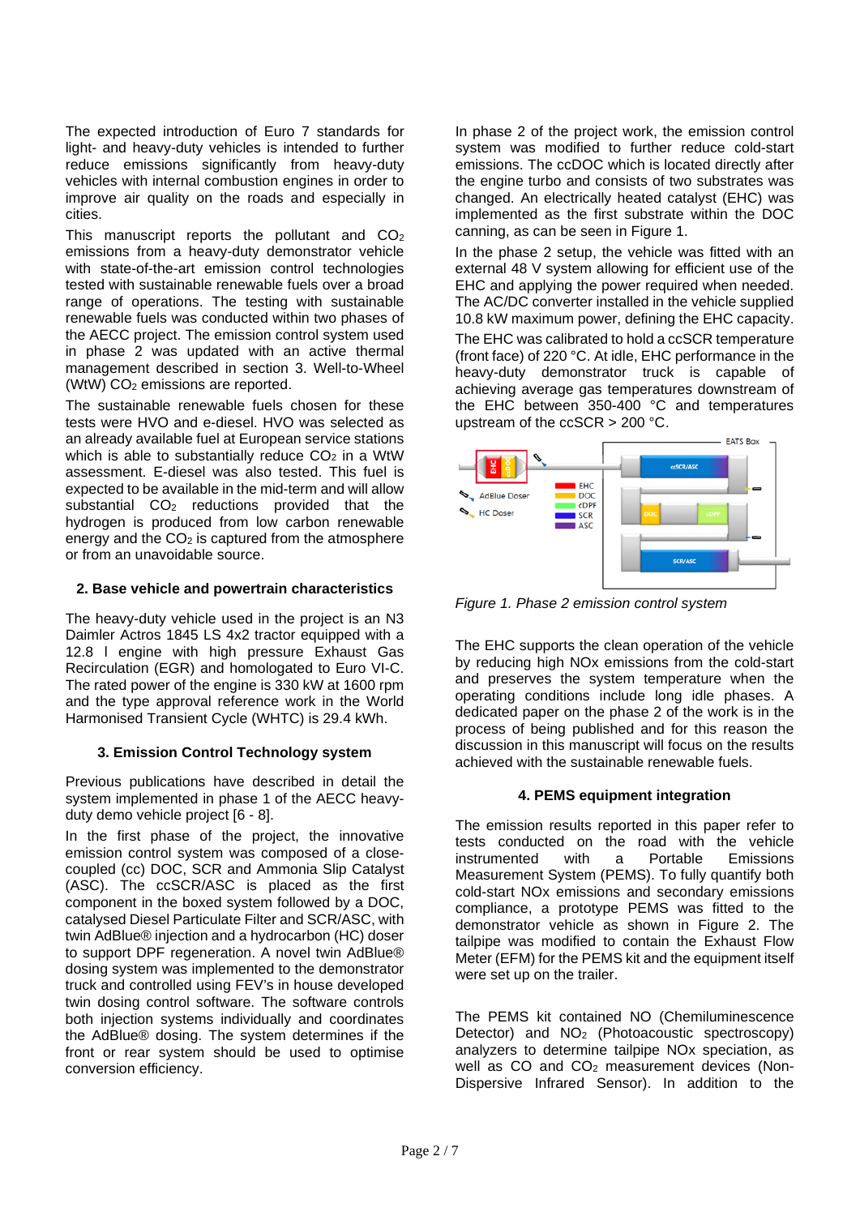The expected introduction of Euro 7 standards for light- and heavy-duty vehicles is intended to further reduce emissions significantly from heavy-duty vehicles with internal combustion engines in order to improve air quality on the roads and especially in cities.

This manuscript reports the pollutant and $CO_2$ emissions from a heavy-duty demonstrator vehicle with state-of-the-art emission control technologies tested with sustainable renewable fuels over a broad range of operations. The testing with sustainable renewable fuels was conducted within two phases of the AECC project. The emission control system used in phase 2 was updated with an active thermal management described in section 3. Well-to-Wheel (WtW) $CO_2$ emissions are reported.

The sustainable renewable fuels chosen for these tests were HVO and e-diesel. HVO was selected as an already available fuel at European service stations which is able to substantially reduce $CO_2$ in a WtW assessment. E-diesel was also tested. This fuel is expected to be available in the mid-term and will allow substantial $CO_2$ reductions provided that hydrogen is produced from low carbon renewable energy and the $CO_2$ is captured from the atmosphere or from an unavoidable source.

## 2. Base vehicle and powertrain characteristics

The heavy-duty vehicle used in the project is an N3 Daimler Actros 1845 LS 4x2 tractor equipped with a 12.8 l engine with high pressure Exhaust Gas Recirculation (EGR) and homologated to Euro VI-C. The rated power of the engine is 330 kW at 1600 rpm and the type approval reference work in the World Harmonised Transient Cycle (WHTC) is 29.4 kWh.

## 3. Emission Control Technology system

Previous publications have described in detail the system implemented in phase 1 of the AECC heavy-duty demo vehicle project [6 - 8].

In the first phase of the project, the innovative emission control system was composed of a close-coupled (cc) DOC, SCR and Ammonia Slip Catalyst (ASC). The ccSCR/ASC is placed as the first component in the boxed system followed by a DOC, catalysed Diesel Particulate Filter and SCR/ASC, with twin AdBlue® injection and a hydrocarbon (HC) doser to support DPF regeneration. A novel twin AdBlue® dosing system was implemented to the demonstrator truck and controlled using FEV's in house developed twin dosing control software. The software controls both injection systems individually and coordinates the AdBlue® dosing. The system determines if the front or rear system should be used to optimise conversion efficiency.

In phase 2 of the project work, the emission control system was modified to further reduce cold-start emissions. The ccDOC which is located directly after the engine turbo and consists of two substrates was changed. An electrically heated catalyst (EHC) was implemented as the first substrate within the DOC canning, as can be seen in Figure 1.

In the phase 2 setup, the vehicle was fitted with an external 48 V system allowing for efficient use of the EHC and applying the power required when needed. The AC/DC converter installed in the vehicle supplied 10.8 kW maximum power, defining the EHC capacity.

The EHC was calibrated to hold a ccSCR temperature (front face) of 220 °C. At idle, EHC performance in the heavy-duty demonstrator truck is capable of achieving average gas temperatures downstream of the EHC between 350-400 °C and temperatures upstream of the ccSCR > 200 °C.

*Figure 1. Phase 2 emission control system*

The EHC supports the clean operation of the vehicle by reducing high NOx emissions from the cold-start and preserves the system temperature when the operating conditions include long idle phases. A dedicated paper on the phase 2 of the work is in the process of being published and for this reason the discussion in this manuscript will focus on the results achieved with the sustainable renewable fuels.

## 4. PEMS equipment integration

The emission results reported in this paper refer to tests conducted on the road with the vehicle instrumented with a Portable Emissions Measurement System (PEMS). To fully quantify both cold-start NOx emissions and secondary emissions compliance, a prototype PEMS was fitted to the demonstrator vehicle as shown in Figure 2. The tailpipe was modified to contain the Exhaust Flow Meter (EFM) for the PEMS kit and the equipment itself were set up on the trailer.

The PEMS kit contained NO (Chemiluminescence Detector) and $NO_2$ (Photoacoustic spectroscopy) analyzers to determine tailpipe NOx speciation, as well as CO and $CO_2$ measurement devices (Non-Dispersive Infrared Sensor). In addition to the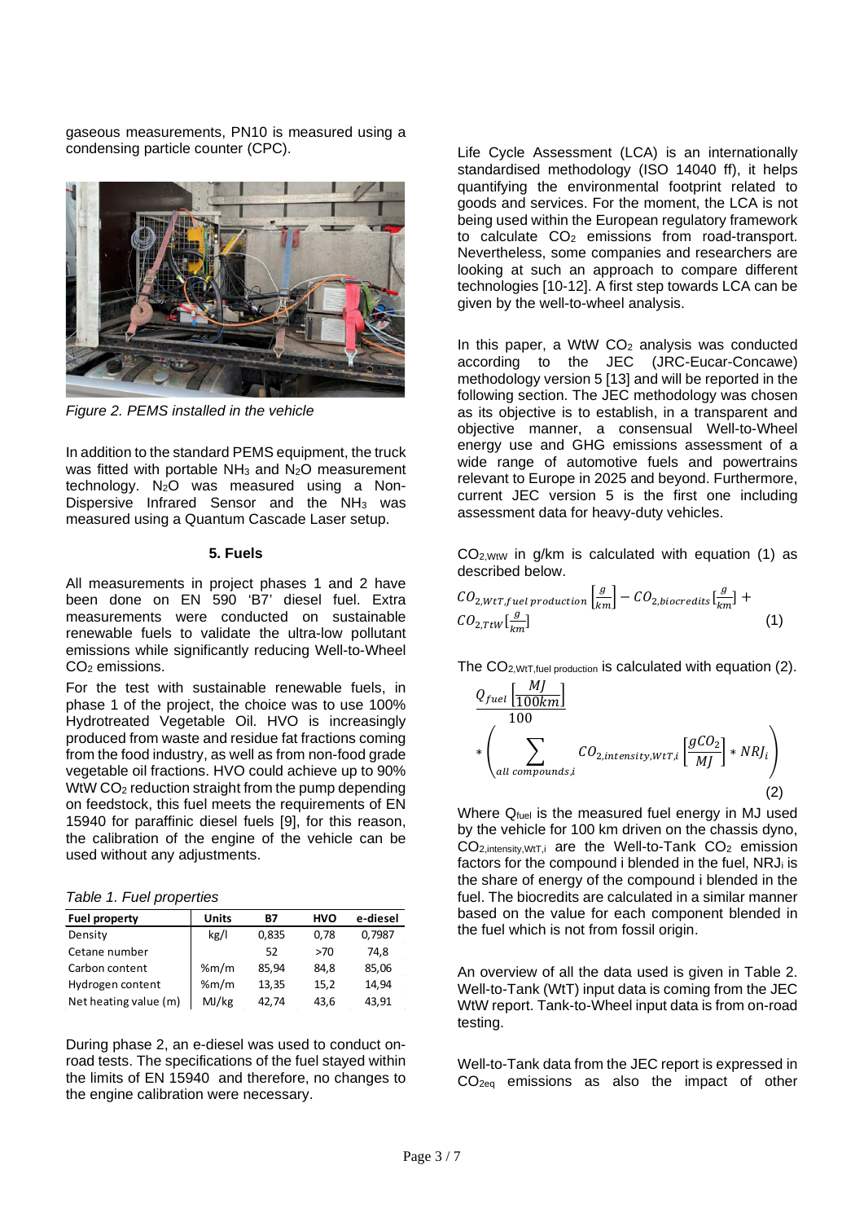gaseous measurements, PN10 is measured using a condensing particle counter (CPC).

*Figure 2. PEMS installed in the vehicle*

In addition to the standard PEMS equipment, the truck was fitted with portable $NH_3$ and $N_2O$ measurement technology. $N_2O$ was measured using a Non-Dispersive Infrared Sensor and the $NH_3$ was measured using a Quantum Cascade Laser setup.

## 5. Fuels

All measurements in project phases 1 and 2 have been done on EN 590 'B7' diesel fuel. Extra measurements were conducted on sustainable renewable fuels to validate the ultra-low pollutant emissions while significantly reducing Well-to-Wheel $CO_2$ emissions.

For the test with sustainable renewable fuels, in phase 1 of the project, the choice was to use 100% Hydrotreated Vegetable Oil. HVO is increasingly produced from waste and residue fat fractions coming from the food industry, as well as from non-food grade vegetable oil fractions. HVO could achieve up to 90% WtW $CO_2$ reduction straight from the pump depending on feedstock, this fuel meets the requirements of EN 15940 for paraffinic diesel fuels [9], for this reason, the calibration of the engine of the vehicle can be used without any adjustments.

*Table 1. Fuel properties*

| Fuel property | Units | B7 | HVO | e-diesel |
|---|---|---|---|---|
| Density | kg/l | 0,835 | 0,78 | 0,7987 |
| Cetane number | | 52 | >70 | 74,8 |
| Carbon content | %m/m | 85,94 | 84,8 | 85,06 |
| Hydrogen content | %m/m | 13,35 | 15,2 | 14,94 |
| Net heating value (m) | MJ/kg | 42,74 | 43,6 | 43,91 |

During phase 2, an e-diesel was used to conduct on-road tests. The specifications of the fuel stayed within the limits of EN 15940 and therefore, no changes to the engine calibration were necessary.

Life Cycle Assessment (LCA) is an internationally standardised methodology (ISO 14040 ff), it helps quantifying the environmental footprint related to goods and services. For the moment, the LCA is not being used within the European regulatory framework to calculate $CO_2$ emissions from road-transport. Nevertheless, some companies and researchers are looking at such an approach to compare different technologies [10-12]. A first step towards LCA can be given by the well-to-wheel analysis.

In this paper, a WtW $CO_2$ analysis was conducted according to the JEC (JRC-Eucar-Concawe) methodology version 5 [13] and will be reported in the following section. The JEC methodology was chosen as its objective is to establish, in a transparent and objective manner, a consensual Well-to-Wheel energy use and GHG emissions assessment of a wide range of automotive fuels and powertrains relevant to Europe in 2025 and beyond. Furthermore, current JEC version 5 is the first one including assessment data for heavy-duty vehicles.

$CO_{2,WtW}$ in g/km is calculated with equation (1) as described below.

$$CO_{2,WtT,fuel\ production}\left[\frac{g}{km}\right] - CO_{2,biocredits}\left[\frac{g}{km}\right] + CO_{2,TtW}\left[\frac{g}{km}\right] \quad (1)$$

The $CO_{2,WtT,fuel\ production}$ is calculated with equation (2).

$$\frac{Q_{fuel}\left[\frac{MJ}{100km}\right]}{100} * \left(\sum_{all\ compounds,i} CO_{2,intensity,WtT,i}\left[\frac{gCO_2}{MJ}\right] * NRJ_i\right) \quad (2)$$

Where $Q_{fuel}$ is the measured fuel energy in MJ used by the vehicle for 100 km driven on the chassis dyno, $CO_{2,intensity,WtT,i}$ are the Well-to-Tank $CO_2$ emission factors for the compound i blended in the fuel, $NRJ_i$ is the share of energy of the compound i blended in the fuel. The biocredits are calculated in a similar manner based on the value for each component blended in the fuel which is not from fossil origin.

An overview of all the data used is given in Table 2. Well-to-Tank (WtT) input data is coming from the JEC WtW report. Tank-to-Wheel input data is from on-road testing.

Well-to-Tank data from the JEC report is expressed in $CO_{2eq}$ emissions as also the impact of other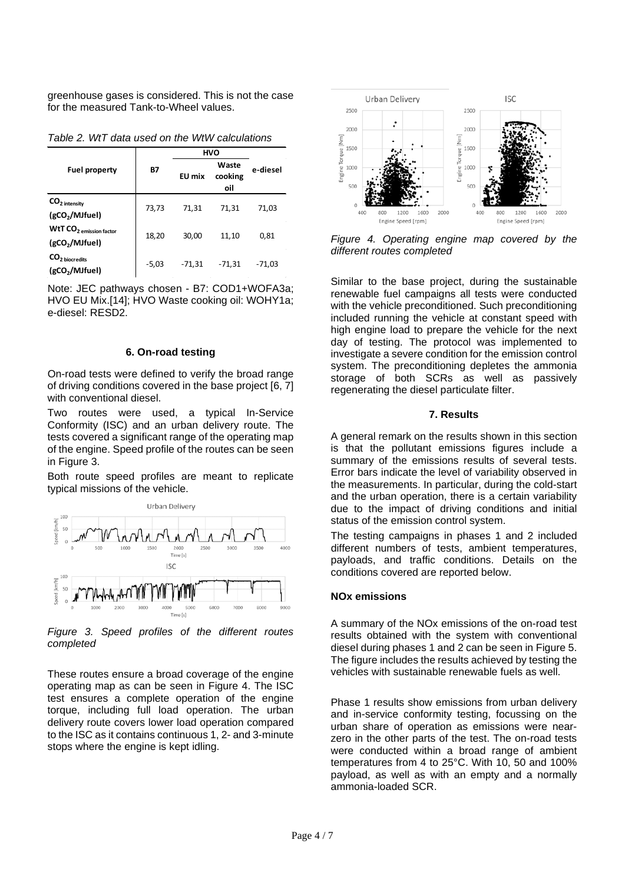greenhouse gases is considered. This is not the case for the measured Tank-to-Wheel values.

*Table 2. WtT data used on the WtW calculations*

| Fuel property | B7 | HVO | | e-diesel |
|---|---|---|---|---|
| | | EU mix | Waste cooking oil | |
| $CO_{2\ intensity}$ ($gCO_2$/MJfuel) | 73,73 | 71,31 | 71,31 | 71,03 |
| WtT $CO_{2\ emission\ factor}$ ($gCO_2$/MJfuel) | 18,20 | 30,00 | 11,10 | 0,81 |
| $CO_{2\ biocredits}$ ($gCO_2$/MJfuel) | -5,03 | -71,31 | -71,31 | -71,03 |

Note: JEC pathways chosen - B7: COD1+WOFA3a; HVO EU Mix.[14]; HVO Waste cooking oil: WOHY1a; e-diesel: RESD2.

## 6. On-road testing

On-road tests were defined to verify the broad range of driving conditions covered in the base project [6, 7] with conventional diesel.

Two routes were used, a typical In-Service Conformity (ISC) and an urban delivery route. The tests covered a significant range of the operating map of the engine. Speed profile of the routes can be seen in Figure 3.

Both route speed profiles are meant to replicate typical missions of the vehicle.

*Figure 3. Speed profiles of the different routes completed*

These routes ensure a broad coverage of the engine operating map as can be seen in Figure 4. The ISC test ensures a complete operation of the engine torque, including full load operation. The urban delivery route covers lower load operation compared to the ISC as it contains continuous 1, 2- and 3-minute stops where the engine is kept idling.

*Figure 4. Operating engine map covered by the different routes completed*

Similar to the base project, during the sustainable renewable fuel campaigns all tests were conducted with the vehicle preconditioned. Such preconditioning included running the vehicle at constant speed with high engine load to prepare the vehicle for the next day of testing. The protocol was implemented to investigate a severe condition for the emission control system. The preconditioning depletes the ammonia storage of both SCRs as well as passively regenerating the diesel particulate filter.

## 7. Results

A general remark on the results shown in this section is that the pollutant emissions figures include a summary of the emissions results of several tests. Error bars indicate the level of variability observed in the measurements. In particular, during the cold-start and the urban operation, there is a certain variability due to the impact of driving conditions and initial status of the emission control system.

The testing campaigns in phases 1 and 2 included different numbers of tests, ambient temperatures, payloads, and traffic conditions. Details on the conditions covered are reported below.

### NOx emissions

A summary of the NOx emissions of the on-road test results obtained with the system with conventional diesel during phases 1 and 2 can be seen in Figure 5. The figure includes the results achieved by testing the vehicles with sustainable renewable fuels as well.

Phase 1 results show emissions from urban delivery and in-service conformity testing, focussing on the urban share of operation as emissions were near-zero in the other parts of the test. The on-road tests were conducted within a broad range of ambient temperatures from 4 to 25°C. With 10, 50 and 100% payload, as well as with an empty and a normally ammonia-loaded SCR.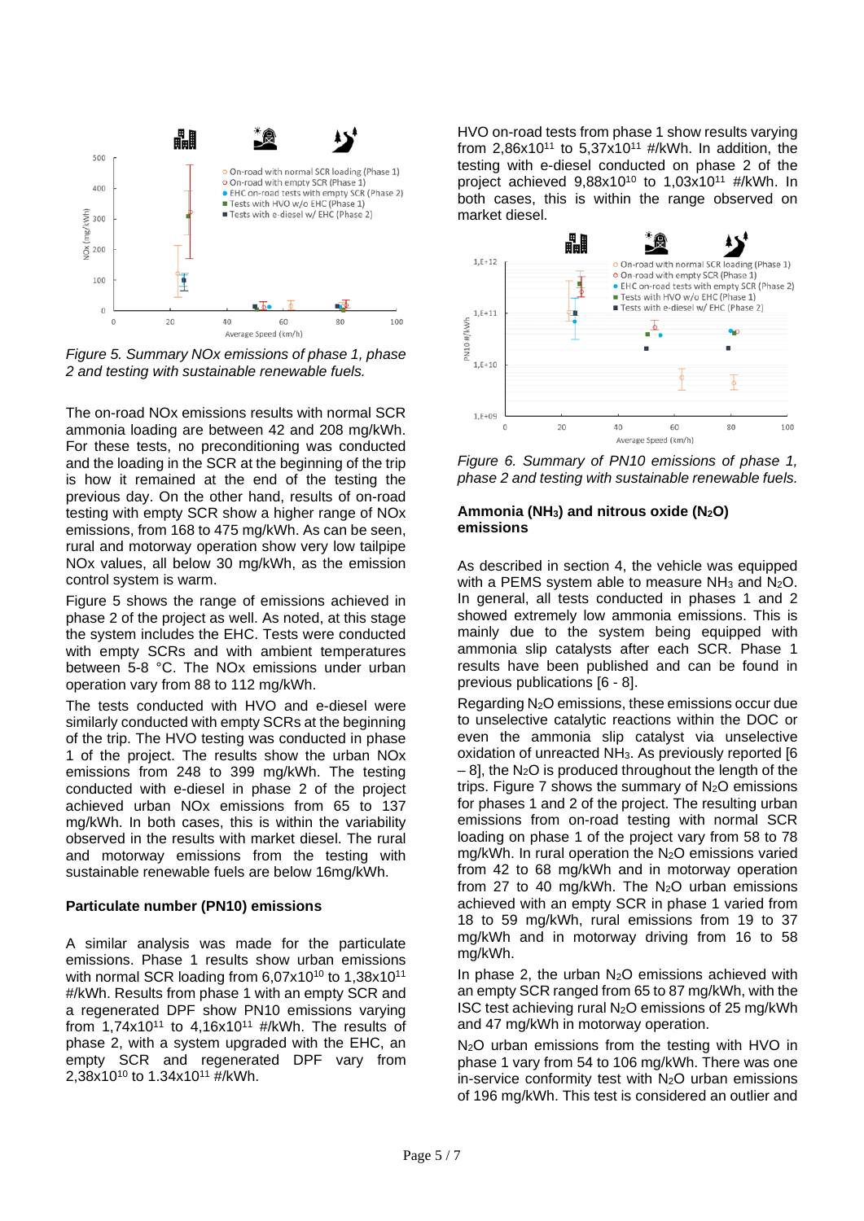*Figure 5. Summary NOx emissions of phase 1, phase 2 and testing with sustainable renewable fuels.*

The on-road NOx emissions results with normal SCR ammonia loading are between 42 and 208 mg/kWh. For these tests, no preconditioning was conducted and the loading in the SCR at the beginning of the trip is how it remained at the end of the testing the previous day. On the other hand, results of on-road testing with empty SCR show a higher range of NOx emissions, from 168 to 475 mg/kWh. As can be seen, rural and motorway operation show very low tailpipe NOx values, all below 30 mg/kWh, as the emission control system is warm.

Figure 5 shows the range of emissions achieved in phase 2 of the project as well. As noted, at this stage the system includes the EHC. Tests were conducted with empty SCRs and with ambient temperatures between 5-8 °C. The NOx emissions under urban operation vary from 88 to 112 mg/kWh.

The tests conducted with HVO and e-diesel were similarly conducted with empty SCRs at the beginning of the trip. The HVO testing was conducted in phase 1 of the project. The results show the urban NOx emissions from 248 to 399 mg/kWh. The testing conducted with e-diesel in phase 2 of the project achieved urban NOx emissions from 65 to 137 mg/kWh. In both cases, this is within the variability observed in the results with market diesel. The rural and motorway emissions from the testing with sustainable renewable fuels are below 16mg/kWh.

### Particulate number (PN10) emissions

A similar analysis was made for the particulate emissions. Phase 1 results show urban emissions with normal SCR loading from 6,07x10[10] to 1,38x10[11] #/kWh. Results from phase 1 with an empty SCR and a regenerated DPF show PN10 emissions varying from 1,74x10[11] to 4,16x10[11] #/kWh. The results of phase 2, with a system upgraded with the EHC, an empty SCR and regenerated DPF vary from 2,38x10[10] to 1.34x10[11] #/kWh.

HVO on-road tests from phase 1 show results varying from 2,86x10[11] to 5,37x10[11] #/kWh. In addition, the testing with e-diesel conducted on phase 2 of the project achieved 9,88x10[10] to 1,03x10[11] #/kWh. In both cases, this is within the range observed on market diesel.

*Figure 6. Summary of PN10 emissions of phase 1, phase 2 and testing with sustainable renewable fuels.*

### Ammonia ($NH_3$) and nitrous oxide ($N_2O$) emissions

As described in section 4, the vehicle was equipped with a PEMS system able to measure $NH_3$ and $N_2O$. In general, all tests conducted in phases 1 and 2 showed extremely low ammonia emissions. This is mainly due to the system being equipped with ammonia slip catalysts after each SCR. Phase 1 results have been published and can be found in previous publications [6 - 8].

Regarding $N_2O$ emissions, these emissions occur due to unselective catalytic reactions within the DOC or even the ammonia slip catalyst via unselective oxidation of unreacted $NH_3$. As previously reported [6 – 8], the $N_2O$ is produced throughout the length of the trips. Figure 7 shows the summary of $N_2O$ emissions for phases 1 and 2 of the project. The resulting urban emissions from on-road testing with normal SCR loading on phase 1 of the project vary from 58 to 78 mg/kWh. In rural operation the $N_2O$ emissions varied from 42 to 68 mg/kWh and in motorway operation from 27 to 40 mg/kWh. The $N_2O$ urban emissions achieved with an empty SCR in phase 1 varied from 18 to 59 mg/kWh, rural emissions from 19 to 37 mg/kWh and in motorway driving from 16 to 58 mg/kWh.

In phase 2, the urban $N_2O$ emissions achieved with an empty SCR ranged from 65 to 87 mg/kWh, with the ISC test achieving rural $N_2O$ emissions of 25 mg/kWh and 47 mg/kWh in motorway operation.

$N_2O$ urban emissions from the testing with HVO in phase 1 vary from 54 to 106 mg/kWh. There was one in-service conformity test with $N_2O$ urban emissions of 196 mg/kWh. This test is considered an outlier and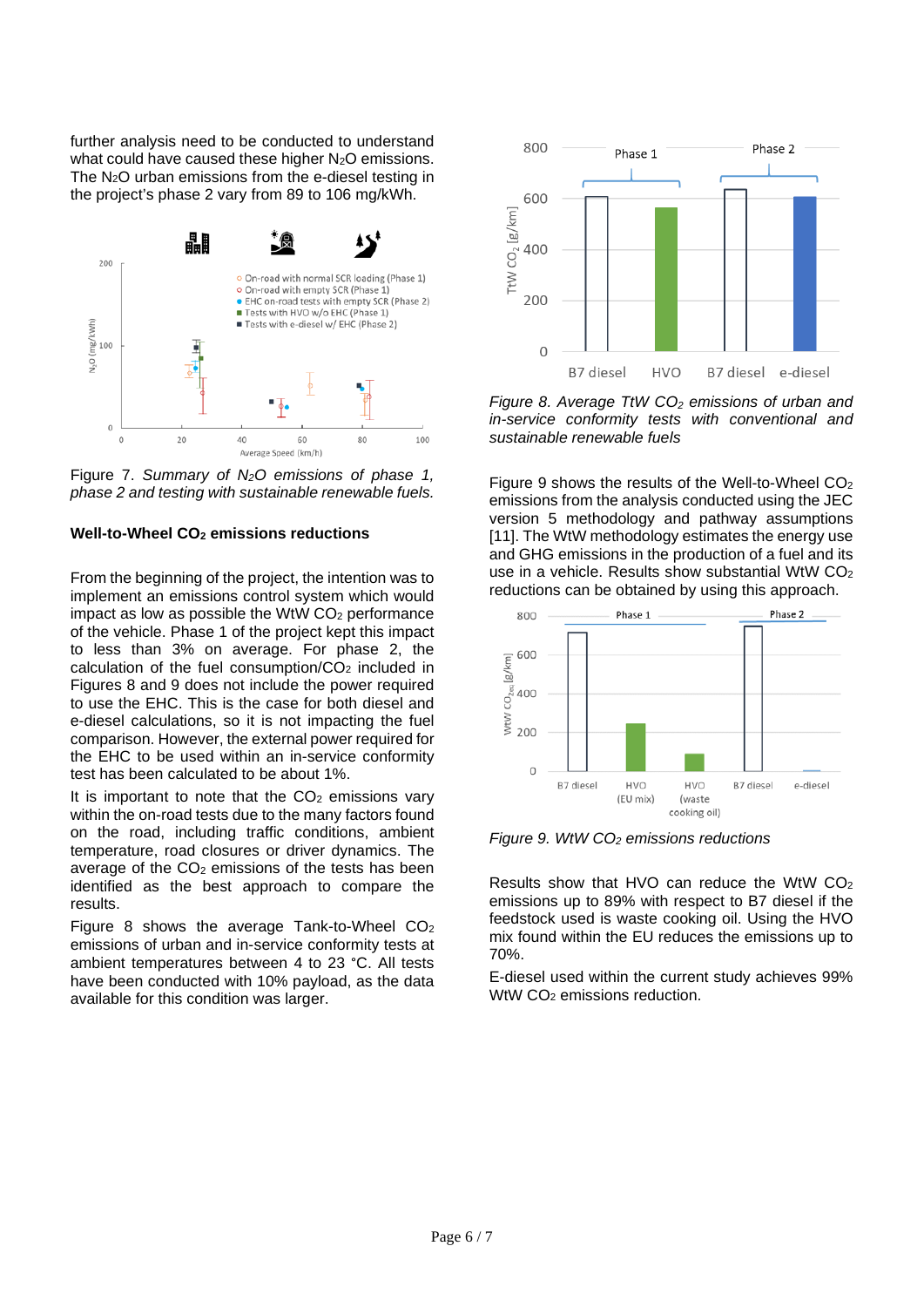further analysis need to be conducted to understand what could have caused these higher $N_2O$ emissions. The $N_2O$ urban emissions from the e-diesel testing in the project's phase 2 vary from 89 to 106 mg/kWh.

Figure 7. *Summary of $N_2O$ emissions of phase 1, phase 2 and testing with sustainable renewable fuels.*

**Well-to-Wheel $CO_2$ emissions reductions**

From the beginning of the project, the intention was to implement an emissions control system which would impact as low as possible the WtW $CO_2$ performance of the vehicle. Phase 1 of the project kept this impact to less than 3% on average. For phase 2, the calculation of the fuel consumption/$CO_2$ included in Figures 8 and 9 does not include the power required to use the EHC. This is the case for both diesel and e-diesel calculations, so it is not impacting the fuel comparison. However, the external power required for the EHC to be used within an in-service conformity test has been calculated to be about 1%.

It is important to note that the $CO_2$ emissions vary within the on-road tests due to the many factors found on the road, including traffic conditions, ambient temperature, road closures or driver dynamics. The average of the $CO_2$ emissions of the tests has been identified as the best approach to compare the results.

Figure 8 shows the average Tank-to-Wheel $CO_2$ emissions of urban and in-service conformity tests at ambient temperatures between 4 to 23 °C. All tests have been conducted with 10% payload, as the data available for this condition was larger.

*Figure 8. Average TtW $CO_2$ emissions of urban and in-service conformity tests with conventional and sustainable renewable fuels*

Figure 9 shows the results of the Well-to-Wheel $CO_2$ emissions from the analysis conducted using the JEC version 5 methodology and pathway assumptions [11]. The WtW methodology estimates the energy use and GHG emissions in the production of a fuel and its use in a vehicle. Results show substantial WtW $CO_2$ reductions can be obtained by using this approach.

*Figure 9. WtW $CO_2$ emissions reductions*

Results show that HVO can reduce the WtW $CO_2$ emissions up to 89% with respect to B7 diesel if the feedstock used is waste cooking oil. Using the HVO mix found within the EU reduces the emissions up to 70%.

E-diesel used within the current study achieves 99% WtW $CO_2$ emissions reduction.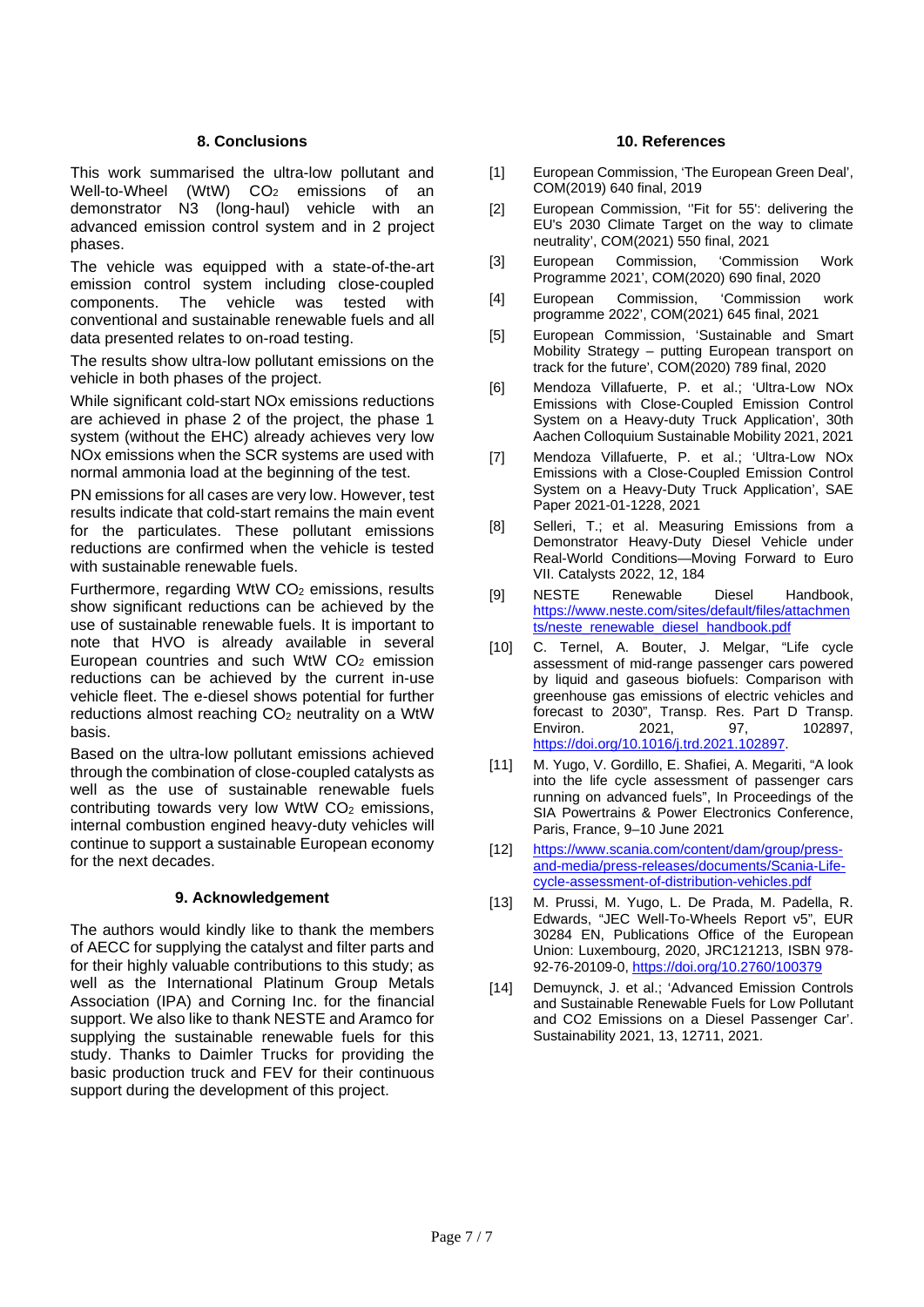## 8. Conclusions

This work summarised the ultra-low pollutant and Well-to-Wheel (WtW) $CO_2$ emissions of an demonstrator N3 (long-haul) vehicle with an advanced emission control system and in 2 project phases.

The vehicle was equipped with a state-of-the-art emission control system including close-coupled components. The vehicle was tested with conventional and sustainable renewable fuels and all data presented relates to on-road testing.

The results show ultra-low pollutant emissions on the vehicle in both phases of the project.

While significant cold-start NOx emissions reductions are achieved in phase 2 of the project, the phase 1 system (without the EHC) already achieves very low NOx emissions when the SCR systems are used with normal ammonia load at the beginning of the test.

PN emissions for all cases are very low. However, test results indicate that cold-start remains the main event for the particulates. These pollutant emissions reductions are confirmed when the vehicle is tested with sustainable renewable fuels.

Furthermore, regarding WtW $CO_2$ emissions, results show significant reductions can be achieved by the use of sustainable renewable fuels. It is important to note that HVO is already available in several European countries and such WtW $CO_2$ emission reductions can be achieved by the current in-use vehicle fleet. The e-diesel shows potential for further reductions almost reaching $CO_2$ neutrality on a WtW basis.

Based on the ultra-low pollutant emissions achieved through the combination of close-coupled catalysts as well as the use of sustainable renewable fuels contributing towards very low WtW $CO_2$ emissions, internal combustion engined heavy-duty vehicles will continue to support a sustainable European economy for the next decades.

## 9. Acknowledgement

The authors would kindly like to thank the members of AECC for supplying the catalyst and filter parts and for their highly valuable contributions to this study; as well as the International Platinum Group Metals Association (IPA) and Corning Inc. for the financial support. We also like to thank NESTE and Aramco for supplying the sustainable renewable fuels for this study. Thanks to Daimler Trucks for providing the basic production truck and FEV for their continuous support during the development of this project.

## 10. References

[1] European Commission, 'The European Green Deal', COM(2019) 640 final, 2019

[2] European Commission, ''Fit for 55': delivering the EU's 2030 Climate Target on the way to climate neutrality', COM(2021) 550 final, 2021

[3] European Commission, 'Commission Work Programme 2021', COM(2020) 690 final, 2020

[4] European Commission, 'Commission work programme 2022', COM(2021) 645 final, 2021

[5] European Commission, 'Sustainable and Smart Mobility Strategy – putting European transport on track for the future', COM(2020) 789 final, 2020

[6] Mendoza Villafuerte, P. et al.; 'Ultra-Low NOx Emissions with Close-Coupled Emission Control System on a Heavy-duty Truck Application', 30th Aachen Colloquium Sustainable Mobility 2021, 2021

[7] Mendoza Villafuerte, P. et al.; 'Ultra-Low NOx Emissions with a Close-Coupled Emission Control System on a Heavy-Duty Truck Application', SAE Paper 2021-01-1228, 2021

[8] Selleri, T.; et al. Measuring Emissions from a Demonstrator Heavy-Duty Diesel Vehicle under Real-World Conditions—Moving Forward to Euro VII. Catalysts 2022, 12, 184

[9] NESTE Renewable Diesel Handbook, https://www.neste.com/sites/default/files/attachments/neste_renewable_diesel_handbook.pdf

[10] C. Ternel, A. Bouter, J. Melgar, "Life cycle assessment of mid-range passenger cars powered by liquid and gaseous biofuels: Comparison with greenhouse gas emissions of electric vehicles and forecast to 2030", Transp. Res. Part D Transp. Environ. 2021, 97, 102897, https://doi.org/10.1016/j.trd.2021.102897.

[11] M. Yugo, V. Gordillo, E. Shafiei, A. Megariti, "A look into the life cycle assessment of passenger cars running on advanced fuels", In Proceedings of the SIA Powertrains & Power Electronics Conference, Paris, France, 9–10 June 2021

[12] https://www.scania.com/content/dam/group/press-and-media/press-releases/documents/Scania-Life-cycle-assessment-of-distribution-vehicles.pdf

[13] M. Prussi, M. Yugo, L. De Prada, M. Padella, R. Edwards, "JEC Well-To-Wheels Report v5", EUR 30284 EN, Publications Office of the European Union: Luxembourg, 2020, JRC121213, ISBN 978-92-76-20109-0, https://doi.org/10.2760/100379

[14] Demuynck, J. et al.; 'Advanced Emission Controls and Sustainable Renewable Fuels for Low Pollutant and CO2 Emissions on a Diesel Passenger Car'. Sustainability 2021, 13, 12711, 2021.